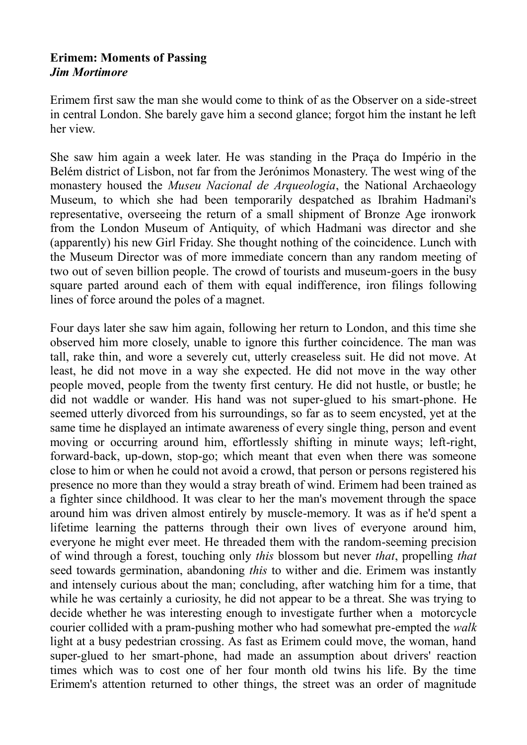**Erimem: Moments of Passing**
***Jim Mortimore***

Erimem first saw the man she would come to think of as the Observer on a side-street in central London. She barely gave him a second glance; forgot him the instant he left her view.

She saw him again a week later. He was standing in the Praça do Império in the Belém district of Lisbon, not far from the Jerónimos Monastery. The west wing of the monastery housed the *Museu Nacional de Arqueologia*, the National Archaeology Museum, to which she had been temporarily despatched as Ibrahim Hadmani's representative, overseeing the return of a small shipment of Bronze Age ironwork from the London Museum of Antiquity, of which Hadmani was director and she (apparently) his new Girl Friday. She thought nothing of the coincidence. Lunch with the Museum Director was of more immediate concern than any random meeting of two out of seven billion people. The crowd of tourists and museum-goers in the busy square parted around each of them with equal indifference, iron filings following lines of force around the poles of a magnet.

Four days later she saw him again, following her return to London, and this time she observed him more closely, unable to ignore this further coincidence. The man was tall, rake thin, and wore a severely cut, utterly creaseless suit. He did not move. At least, he did not move in a way she expected. He did not move in the way other people moved, people from the twenty first century. He did not hustle, or bustle; he did not waddle or wander. His hand was not super-glued to his smart-phone. He seemed utterly divorced from his surroundings, so far as to seem encysted, yet at the same time he displayed an intimate awareness of every single thing, person and event moving or occurring around him, effortlessly shifting in minute ways; left-right, forward-back, up-down, stop-go; which meant that even when there was someone close to him or when he could not avoid a crowd, that person or persons registered his presence no more than they would a stray breath of wind. Erimem had been trained as a fighter since childhood. It was clear to her the man's movement through the space around him was driven almost entirely by muscle-memory. It was as if he'd spent a lifetime learning the patterns through their own lives of everyone around him, everyone he might ever meet. He threaded them with the random-seeming precision of wind through a forest, touching only *this* blossom but never *that*, propelling *that* seed towards germination, abandoning *this* to wither and die. Erimem was instantly and intensely curious about the man; concluding, after watching him for a time, that while he was certainly a curiosity, he did not appear to be a threat. She was trying to decide whether he was interesting enough to investigate further when a motorcycle courier collided with a pram-pushing mother who had somewhat pre-empted the *walk* light at a busy pedestrian crossing. As fast as Erimem could move, the woman, hand super-glued to her smart-phone, had made an assumption about drivers' reaction times which was to cost one of her four month old twins his life. By the time Erimem's attention returned to other things, the street was an order of magnitude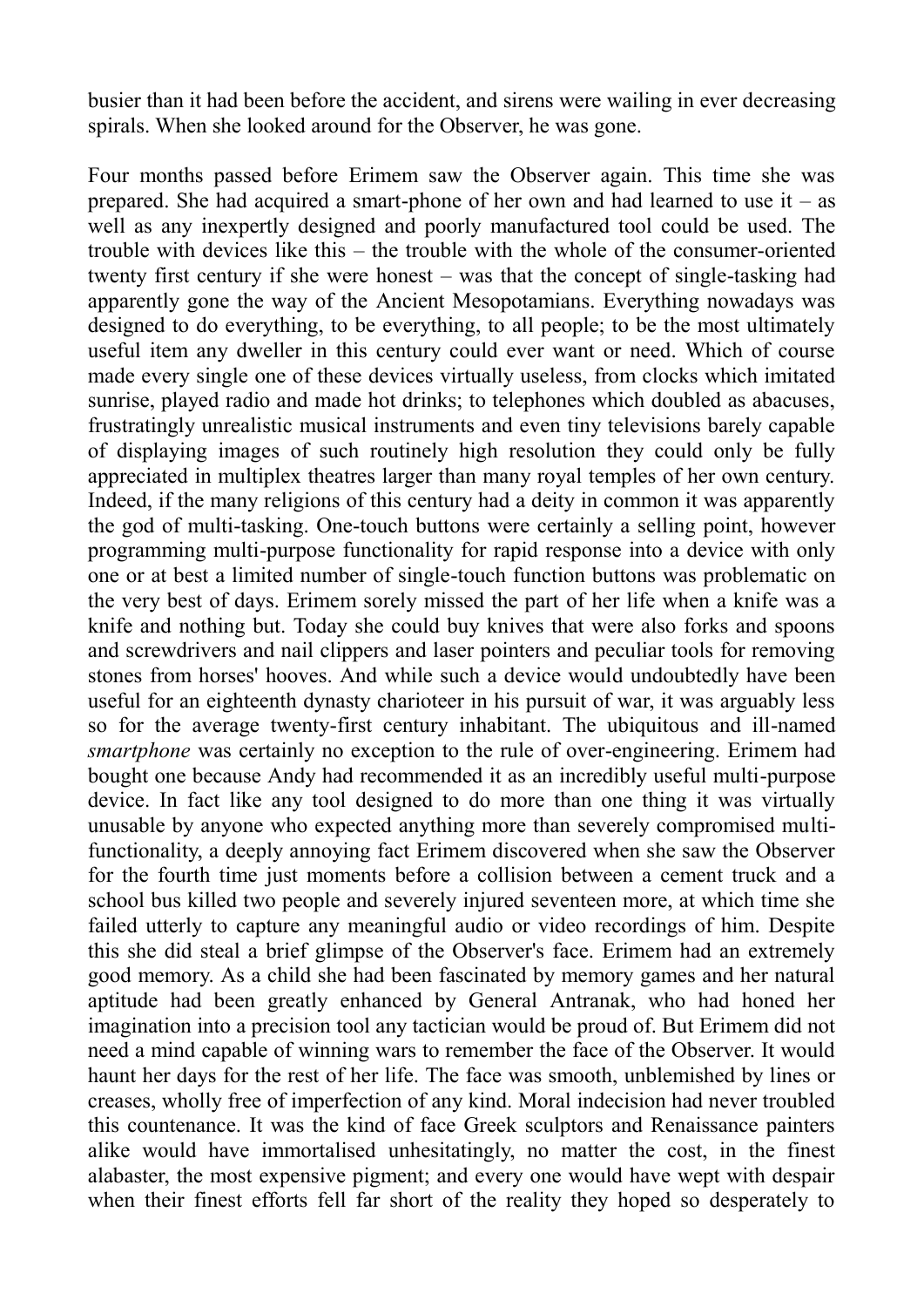busier than it had been before the accident, and sirens were wailing in ever decreasing spirals. When she looked around for the Observer, he was gone.

Four months passed before Erimem saw the Observer again. This time she was prepared. She had acquired a smart-phone of her own and had learned to use it – as well as any inexpertly designed and poorly manufactured tool could be used. The trouble with devices like this – the trouble with the whole of the consumer-oriented twenty first century if she were honest – was that the concept of single-tasking had apparently gone the way of the Ancient Mesopotamians. Everything nowadays was designed to do everything, to be everything, to all people; to be the most ultimately useful item any dweller in this century could ever want or need. Which of course made every single one of these devices virtually useless, from clocks which imitated sunrise, played radio and made hot drinks; to telephones which doubled as abacuses, frustratingly unrealistic musical instruments and even tiny televisions barely capable of displaying images of such routinely high resolution they could only be fully appreciated in multiplex theatres larger than many royal temples of her own century. Indeed, if the many religions of this century had a deity in common it was apparently the god of multi-tasking. One-touch buttons were certainly a selling point, however programming multi-purpose functionality for rapid response into a device with only one or at best a limited number of single-touch function buttons was problematic on the very best of days. Erimem sorely missed the part of her life when a knife was a knife and nothing but. Today she could buy knives that were also forks and spoons and screwdrivers and nail clippers and laser pointers and peculiar tools for removing stones from horses' hooves. And while such a device would undoubtedly have been useful for an eighteenth dynasty charioteer in his pursuit of war, it was arguably less so for the average twenty-first century inhabitant. The ubiquitous and ill-named *smartphone* was certainly no exception to the rule of over-engineering. Erimem had bought one because Andy had recommended it as an incredibly useful multi-purpose device. In fact like any tool designed to do more than one thing it was virtually unusable by anyone who expected anything more than severely compromised multi-functionality, a deeply annoying fact Erimem discovered when she saw the Observer for the fourth time just moments before a collision between a cement truck and a school bus killed two people and severely injured seventeen more, at which time she failed utterly to capture any meaningful audio or video recordings of him. Despite this she did steal a brief glimpse of the Observer's face. Erimem had an extremely good memory. As a child she had been fascinated by memory games and her natural aptitude had been greatly enhanced by General Antranak, who had honed her imagination into a precision tool any tactician would be proud of. But Erimem did not need a mind capable of winning wars to remember the face of the Observer. It would haunt her days for the rest of her life. The face was smooth, unblemished by lines or creases, wholly free of imperfection of any kind. Moral indecision had never troubled this countenance. It was the kind of face Greek sculptors and Renaissance painters alike would have immortalised unhesitatingly, no matter the cost, in the finest alabaster, the most expensive pigment; and every one would have wept with despair when their finest efforts fell far short of the reality they hoped so desperately to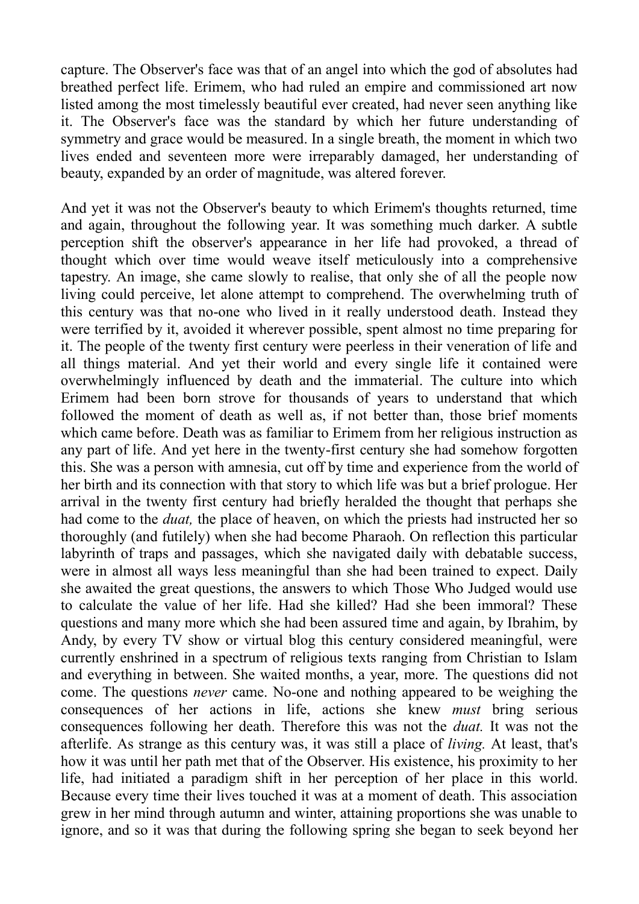capture. The Observer's face was that of an angel into which the god of absolutes had breathed perfect life. Erimem, who had ruled an empire and commissioned art now listed among the most timelessly beautiful ever created, had never seen anything like it. The Observer's face was the standard by which her future understanding of symmetry and grace would be measured. In a single breath, the moment in which two lives ended and seventeen more were irreparably damaged, her understanding of beauty, expanded by an order of magnitude, was altered forever.

And yet it was not the Observer's beauty to which Erimem's thoughts returned, time and again, throughout the following year. It was something much darker. A subtle perception shift the observer's appearance in her life had provoked, a thread of thought which over time would weave itself meticulously into a comprehensive tapestry. An image, she came slowly to realise, that only she of all the people now living could perceive, let alone attempt to comprehend. The overwhelming truth of this century was that no-one who lived in it really understood death. Instead they were terrified by it, avoided it wherever possible, spent almost no time preparing for it. The people of the twenty first century were peerless in their veneration of life and all things material. And yet their world and every single life it contained were overwhelmingly influenced by death and the immaterial. The culture into which Erimem had been born strove for thousands of years to understand that which followed the moment of death as well as, if not better than, those brief moments which came before. Death was as familiar to Erimem from her religious instruction as any part of life. And yet here in the twenty-first century she had somehow forgotten this. She was a person with amnesia, cut off by time and experience from the world of her birth and its connection with that story to which life was but a brief prologue. Her arrival in the twenty first century had briefly heralded the thought that perhaps she had come to the *duat,* the place of heaven, on which the priests had instructed her so thoroughly (and futilely) when she had become Pharaoh. On reflection this particular labyrinth of traps and passages, which she navigated daily with debatable success, were in almost all ways less meaningful than she had been trained to expect. Daily she awaited the great questions, the answers to which Those Who Judged would use to calculate the value of her life. Had she killed? Had she been immoral? These questions and many more which she had been assured time and again, by Ibrahim, by Andy, by every TV show or virtual blog this century considered meaningful, were currently enshrined in a spectrum of religious texts ranging from Christian to Islam and everything in between. She waited months, a year, more. The questions did not come. The questions *never* came. No-one and nothing appeared to be weighing the consequences of her actions in life, actions she knew *must* bring serious consequences following her death. Therefore this was not the *duat.* It was not the afterlife. As strange as this century was, it was still a place of *living.* At least, that's how it was until her path met that of the Observer. His existence, his proximity to her life, had initiated a paradigm shift in her perception of her place in this world. Because every time their lives touched it was at a moment of death. This association grew in her mind through autumn and winter, attaining proportions she was unable to ignore, and so it was that during the following spring she began to seek beyond her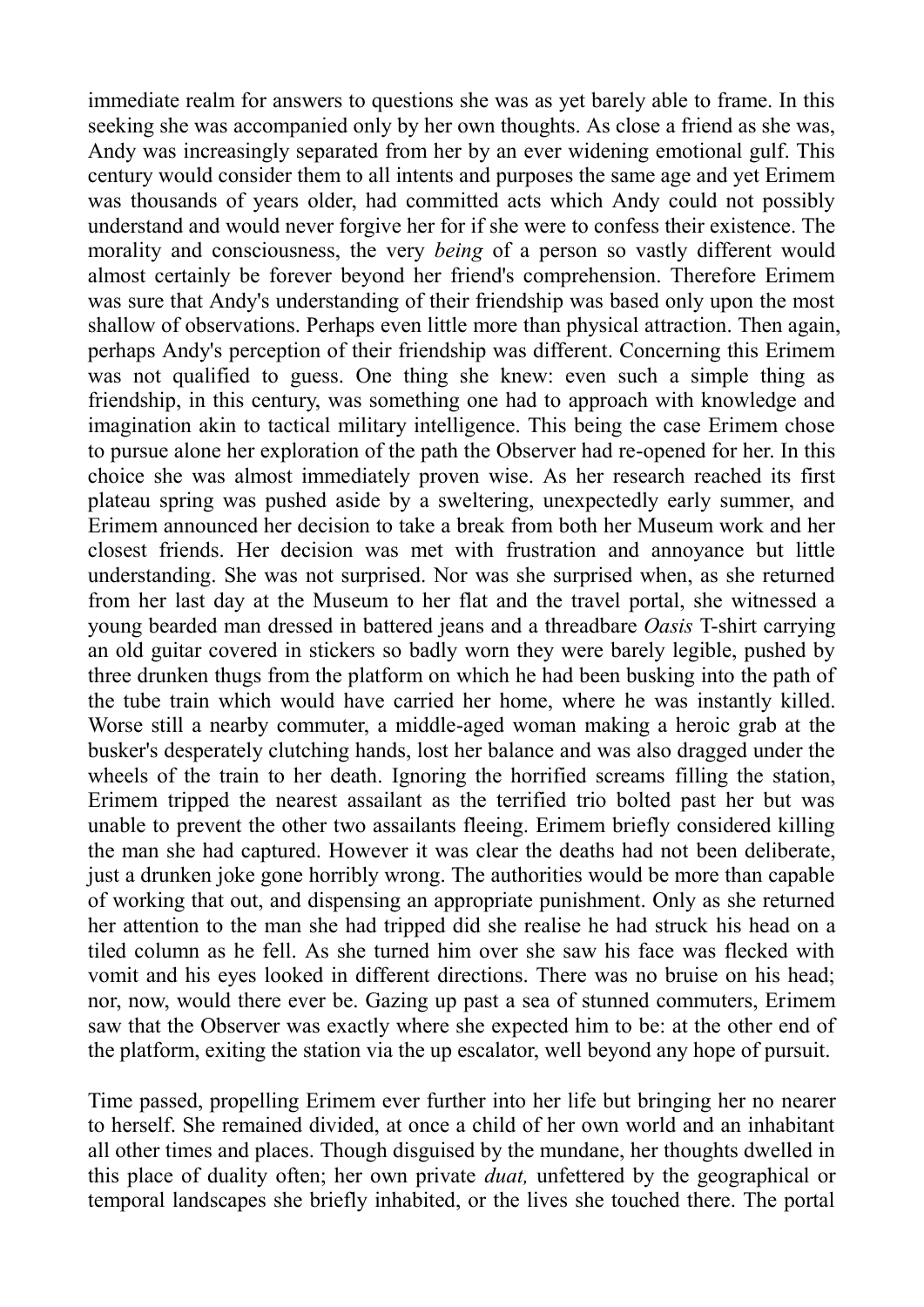immediate realm for answers to questions she was as yet barely able to frame. In this seeking she was accompanied only by her own thoughts. As close a friend as she was, Andy was increasingly separated from her by an ever widening emotional gulf. This century would consider them to all intents and purposes the same age and yet Erimem was thousands of years older, had committed acts which Andy could not possibly understand and would never forgive her for if she were to confess their existence. The morality and consciousness, the very *being* of a person so vastly different would almost certainly be forever beyond her friend's comprehension. Therefore Erimem was sure that Andy's understanding of their friendship was based only upon the most shallow of observations. Perhaps even little more than physical attraction. Then again, perhaps Andy's perception of their friendship was different. Concerning this Erimem was not qualified to guess. One thing she knew: even such a simple thing as friendship, in this century, was something one had to approach with knowledge and imagination akin to tactical military intelligence. This being the case Erimem chose to pursue alone her exploration of the path the Observer had re-opened for her. In this choice she was almost immediately proven wise. As her research reached its first plateau spring was pushed aside by a sweltering, unexpectedly early summer, and Erimem announced her decision to take a break from both her Museum work and her closest friends. Her decision was met with frustration and annoyance but little understanding. She was not surprised. Nor was she surprised when, as she returned from her last day at the Museum to her flat and the travel portal, she witnessed a young bearded man dressed in battered jeans and a threadbare *Oasis* T-shirt carrying an old guitar covered in stickers so badly worn they were barely legible, pushed by three drunken thugs from the platform on which he had been busking into the path of the tube train which would have carried her home, where he was instantly killed. Worse still a nearby commuter, a middle-aged woman making a heroic grab at the busker's desperately clutching hands, lost her balance and was also dragged under the wheels of the train to her death. Ignoring the horrified screams filling the station, Erimem tripped the nearest assailant as the terrified trio bolted past her but was unable to prevent the other two assailants fleeing. Erimem briefly considered killing the man she had captured. However it was clear the deaths had not been deliberate, just a drunken joke gone horribly wrong. The authorities would be more than capable of working that out, and dispensing an appropriate punishment. Only as she returned her attention to the man she had tripped did she realise he had struck his head on a tiled column as he fell. As she turned him over she saw his face was flecked with vomit and his eyes looked in different directions. There was no bruise on his head; nor, now, would there ever be. Gazing up past a sea of stunned commuters, Erimem saw that the Observer was exactly where she expected him to be: at the other end of the platform, exiting the station via the up escalator, well beyond any hope of pursuit.

Time passed, propelling Erimem ever further into her life but bringing her no nearer to herself. She remained divided, at once a child of her own world and an inhabitant all other times and places. Though disguised by the mundane, her thoughts dwelled in this place of duality often; her own private *duat,* unfettered by the geographical or temporal landscapes she briefly inhabited, or the lives she touched there. The portal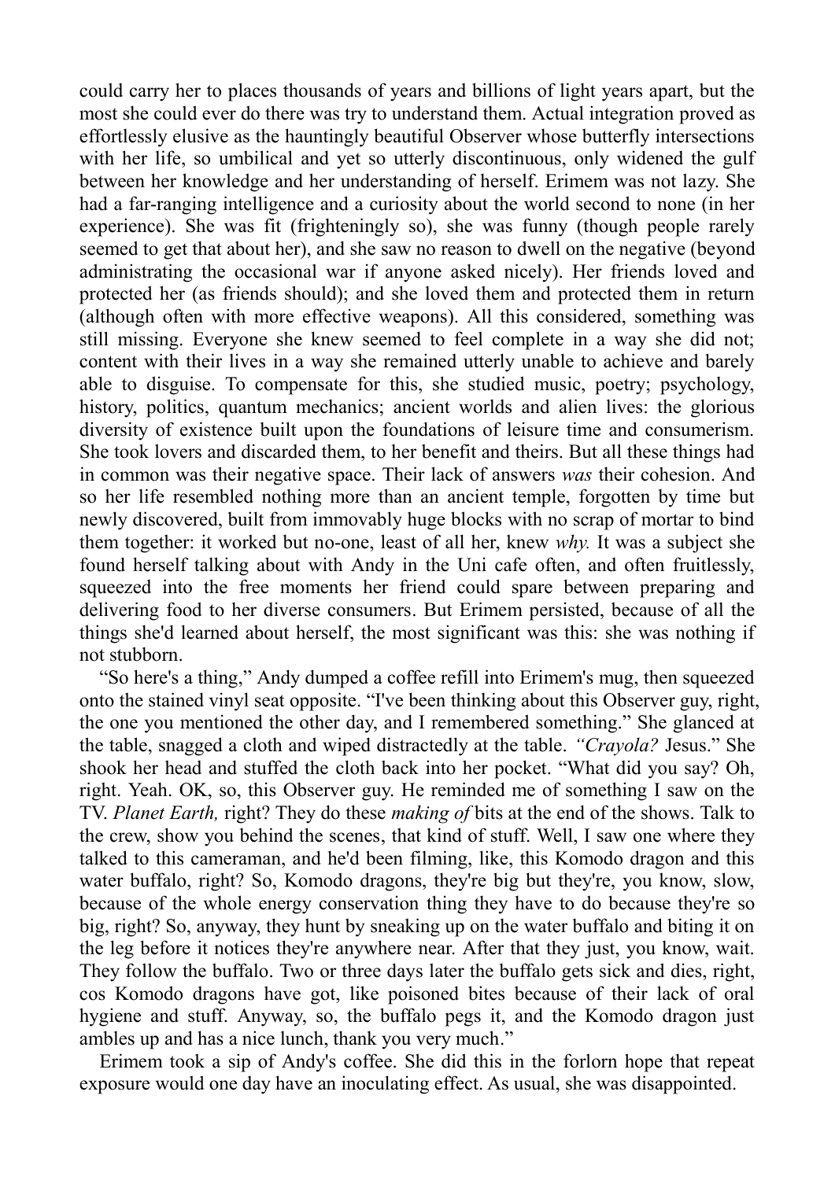could carry her to places thousands of years and billions of light years apart, but the most she could ever do there was try to understand them. Actual integration proved as effortlessly elusive as the hauntingly beautiful Observer whose butterfly intersections with her life, so umbilical and yet so utterly discontinuous, only widened the gulf between her knowledge and her understanding of herself. Erimem was not lazy. She had a far-ranging intelligence and a curiosity about the world second to none (in her experience). She was fit (frighteningly so), she was funny (though people rarely seemed to get that about her), and she saw no reason to dwell on the negative (beyond administrating the occasional war if anyone asked nicely). Her friends loved and protected her (as friends should); and she loved them and protected them in return (although often with more effective weapons). All this considered, something was still missing. Everyone she knew seemed to feel complete in a way she did not; content with their lives in a way she remained utterly unable to achieve and barely able to disguise. To compensate for this, she studied music, poetry; psychology, history, politics, quantum mechanics; ancient worlds and alien lives: the glorious diversity of existence built upon the foundations of leisure time and consumerism. She took lovers and discarded them, to her benefit and theirs. But all these things had in common was their negative space. Their lack of answers *was* their cohesion. And so her life resembled nothing more than an ancient temple, forgotten by time but newly discovered, built from immovably huge blocks with no scrap of mortar to bind them together: it worked but no-one, least of all her, knew *why.* It was a subject she found herself talking about with Andy in the Uni cafe often, and often fruitlessly, squeezed into the free moments her friend could spare between preparing and delivering food to her diverse consumers. But Erimem persisted, because of all the things she'd learned about herself, the most significant was this: she was nothing if not stubborn.

"So here's a thing," Andy dumped a coffee refill into Erimem's mug, then squeezed onto the stained vinyl seat opposite. "I've been thinking about this Observer guy, right, the one you mentioned the other day, and I remembered something." She glanced at the table, snagged a cloth and wiped distractedly at the table. *"Crayola?* Jesus." She shook her head and stuffed the cloth back into her pocket. "What did you say? Oh, right. Yeah. OK, so, this Observer guy. He reminded me of something I saw on the TV. *Planet Earth,* right? They do these *making of* bits at the end of the shows. Talk to the crew, show you behind the scenes, that kind of stuff. Well, I saw one where they talked to this cameraman, and he'd been filming, like, this Komodo dragon and this water buffalo, right? So, Komodo dragons, they're big but they're, you know, slow, because of the whole energy conservation thing they have to do because they're so big, right? So, anyway, they hunt by sneaking up on the water buffalo and biting it on the leg before it notices they're anywhere near. After that they just, you know, wait. They follow the buffalo. Two or three days later the buffalo gets sick and dies, right, cos Komodo dragons have got, like poisoned bites because of their lack of oral hygiene and stuff. Anyway, so, the buffalo pegs it, and the Komodo dragon just ambles up and has a nice lunch, thank you very much."

Erimem took a sip of Andy's coffee. She did this in the forlorn hope that repeat exposure would one day have an inoculating effect. As usual, she was disappointed.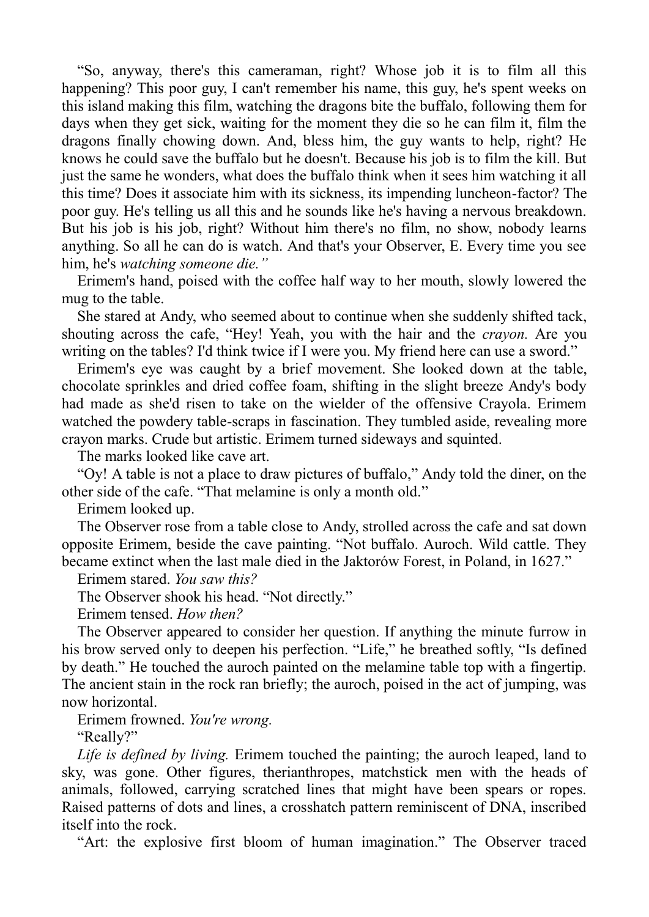"So, anyway, there's this cameraman, right? Whose job it is to film all this happening? This poor guy, I can't remember his name, this guy, he's spent weeks on this island making this film, watching the dragons bite the buffalo, following them for days when they get sick, waiting for the moment they die so he can film it, film the dragons finally chowing down. And, bless him, the guy wants to help, right? He knows he could save the buffalo but he doesn't. Because his job is to film the kill. But just the same he wonders, what does the buffalo think when it sees him watching it all this time? Does it associate him with its sickness, its impending luncheon-factor? The poor guy. He's telling us all this and he sounds like he's having a nervous breakdown. But his job is his job, right? Without him there's no film, no show, nobody learns anything. So all he can do is watch. And that's your Observer, E. Every time you see him, he's *watching someone die."*

Erimem's hand, poised with the coffee half way to her mouth, slowly lowered the mug to the table.

She stared at Andy, who seemed about to continue when she suddenly shifted tack, shouting across the cafe, "Hey! Yeah, you with the hair and the *crayon.* Are you writing on the tables? I'd think twice if I were you. My friend here can use a sword."

Erimem's eye was caught by a brief movement. She looked down at the table, chocolate sprinkles and dried coffee foam, shifting in the slight breeze Andy's body had made as she'd risen to take on the wielder of the offensive Crayola. Erimem watched the powdery table-scraps in fascination. They tumbled aside, revealing more crayon marks. Crude but artistic. Erimem turned sideways and squinted.

The marks looked like cave art.

"Oy! A table is not a place to draw pictures of buffalo," Andy told the diner, on the other side of the cafe. "That melamine is only a month old."

Erimem looked up.

The Observer rose from a table close to Andy, strolled across the cafe and sat down opposite Erimem, beside the cave painting. "Not buffalo. Auroch. Wild cattle. They became extinct when the last male died in the Jaktorów Forest, in Poland, in 1627."

Erimem stared. *You saw this?*

The Observer shook his head. "Not directly."

Erimem tensed. *How then?*

The Observer appeared to consider her question. If anything the minute furrow in his brow served only to deepen his perfection. "Life," he breathed softly, "Is defined by death." He touched the auroch painted on the melamine table top with a fingertip. The ancient stain in the rock ran briefly; the auroch, poised in the act of jumping, was now horizontal.

Erimem frowned. *You're wrong.*

"Really?"

*Life is defined by living.* Erimem touched the painting; the auroch leaped, land to sky, was gone. Other figures, therianthropes, matchstick men with the heads of animals, followed, carrying scratched lines that might have been spears or ropes. Raised patterns of dots and lines, a crosshatch pattern reminiscent of DNA, inscribed itself into the rock.

"Art: the explosive first bloom of human imagination." The Observer traced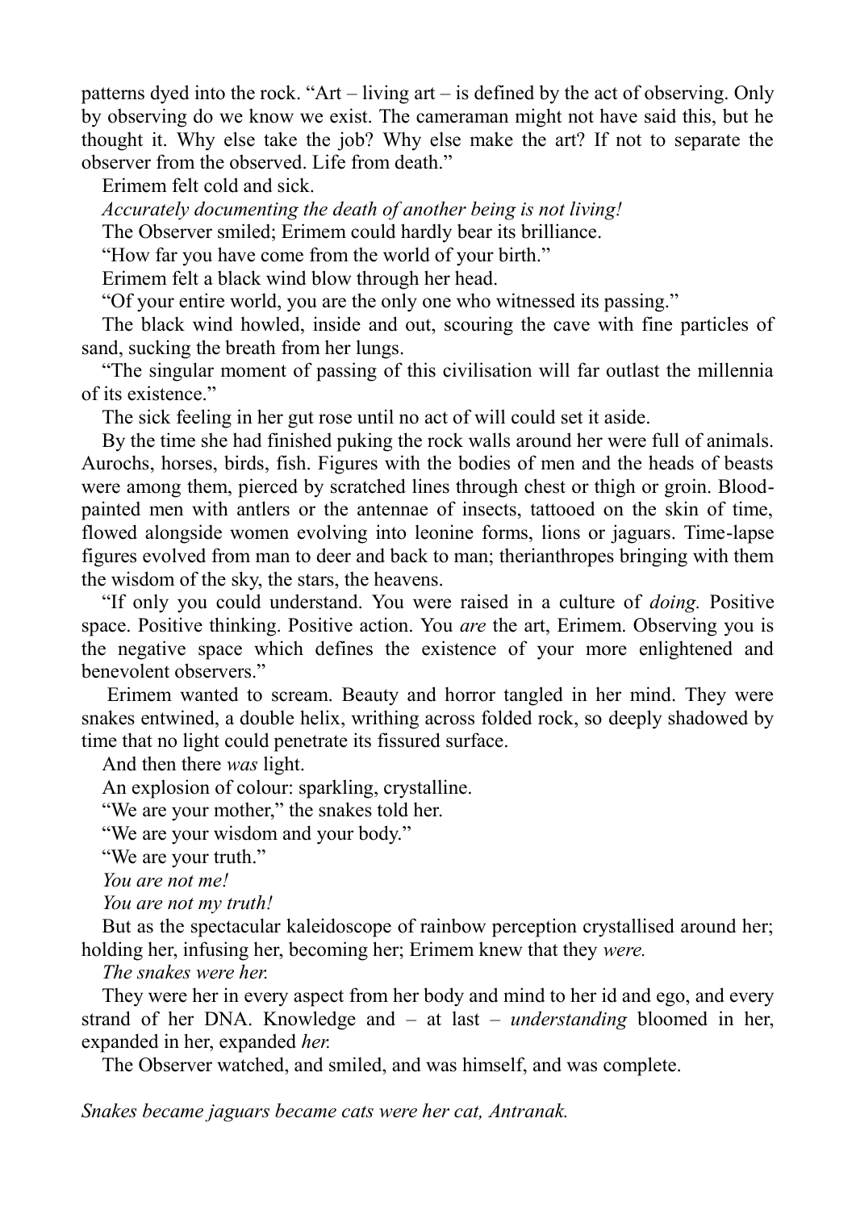patterns dyed into the rock. "Art – living art – is defined by the act of observing. Only by observing do we know we exist. The cameraman might not have said this, but he thought it. Why else take the job? Why else make the art? If not to separate the observer from the observed. Life from death."

Erimem felt cold and sick.

*Accurately documenting the death of another being is not living!*

The Observer smiled; Erimem could hardly bear its brilliance.

"How far you have come from the world of your birth."

Erimem felt a black wind blow through her head.

"Of your entire world, you are the only one who witnessed its passing."

The black wind howled, inside and out, scouring the cave with fine particles of sand, sucking the breath from her lungs.

"The singular moment of passing of this civilisation will far outlast the millennia of its existence."

The sick feeling in her gut rose until no act of will could set it aside.

By the time she had finished puking the rock walls around her were full of animals. Aurochs, horses, birds, fish. Figures with the bodies of men and the heads of beasts were among them, pierced by scratched lines through chest or thigh or groin. Blood-painted men with antlers or the antennae of insects, tattooed on the skin of time, flowed alongside women evolving into leonine forms, lions or jaguars. Time-lapse figures evolved from man to deer and back to man; therianthropes bringing with them the wisdom of the sky, the stars, the heavens.

"If only you could understand. You were raised in a culture of *doing.* Positive space. Positive thinking. Positive action. You *are* the art, Erimem. Observing you is the negative space which defines the existence of your more enlightened and benevolent observers."

Erimem wanted to scream. Beauty and horror tangled in her mind. They were snakes entwined, a double helix, writhing across folded rock, so deeply shadowed by time that no light could penetrate its fissured surface.

And then there *was* light.

An explosion of colour: sparkling, crystalline.

"We are your mother," the snakes told her.

"We are your wisdom and your body."

"We are your truth."

*You are not me!*

*You are not my truth!*

But as the spectacular kaleidoscope of rainbow perception crystallised around her; holding her, infusing her, becoming her; Erimem knew that they *were.*

*The snakes were her.*

They were her in every aspect from her body and mind to her id and ego, and every strand of her DNA. Knowledge and – at last – *understanding* bloomed in her, expanded in her, expanded *her.*

The Observer watched, and smiled, and was himself, and was complete.

*Snakes became jaguars became cats were her cat, Antranak.*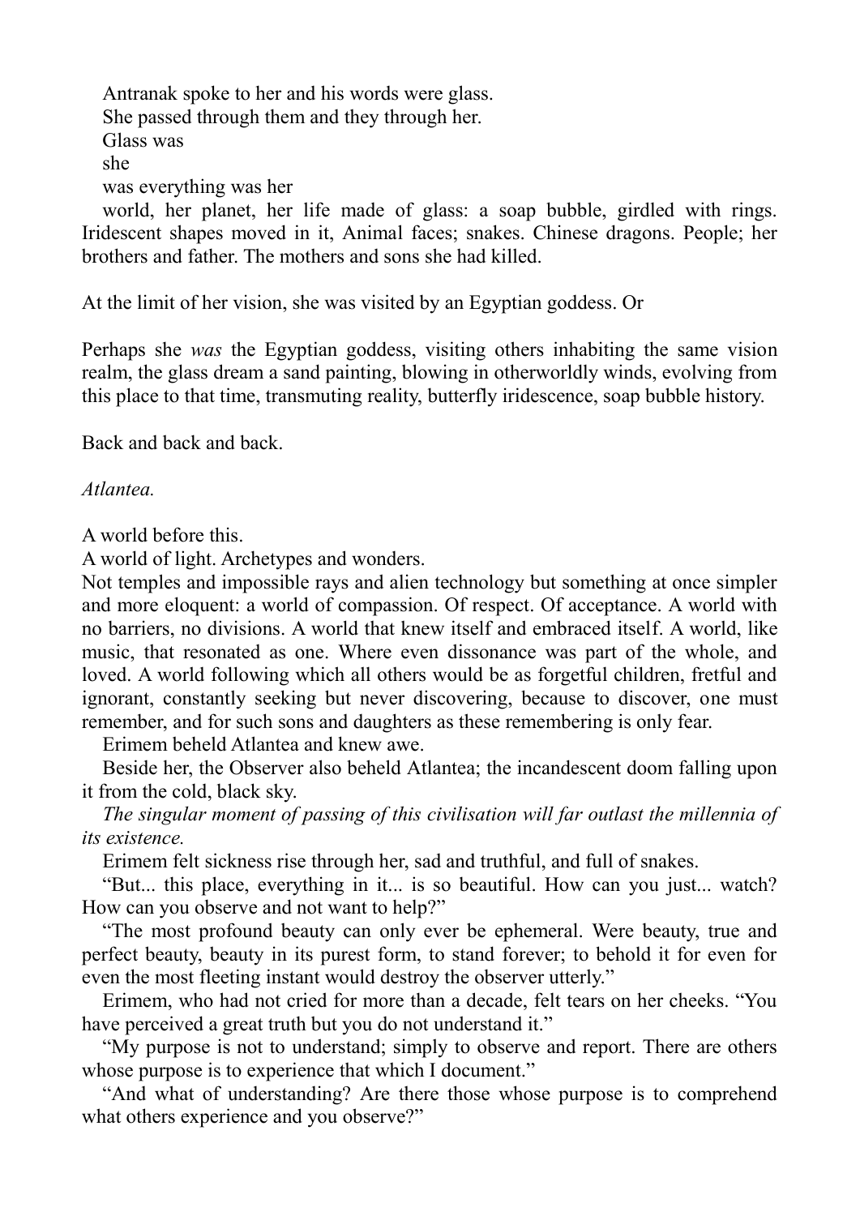Antranak spoke to her and his words were glass.
She passed through them and they through her.
Glass was
she
was everything was her

world, her planet, her life made of glass: a soap bubble, girdled with rings. Iridescent shapes moved in it, Animal faces; snakes. Chinese dragons. People; her brothers and father. The mothers and sons she had killed.

At the limit of her vision, she was visited by an Egyptian goddess. Or

Perhaps she *was* the Egyptian goddess, visiting others inhabiting the same vision realm, the glass dream a sand painting, blowing in otherworldly winds, evolving from this place to that time, transmuting reality, butterfly iridescence, soap bubble history.

Back and back and back.

*Atlantea.*

A world before this.
A world of light. Archetypes and wonders.
Not temples and impossible rays and alien technology but something at once simpler and more eloquent: a world of compassion. Of respect. Of acceptance. A world with no barriers, no divisions. A world that knew itself and embraced itself. A world, like music, that resonated as one. Where even dissonance was part of the whole, and loved. A world following which all others would be as forgetful children, fretful and ignorant, constantly seeking but never discovering, because to discover, one must remember, and for such sons and daughters as these remembering is only fear.

Erimem beheld Atlantea and knew awe.

Beside her, the Observer also beheld Atlantea; the incandescent doom falling upon it from the cold, black sky.

*The singular moment of passing of this civilisation will far outlast the millennia of its existence.*

Erimem felt sickness rise through her, sad and truthful, and full of snakes.

"But... this place, everything in it... is so beautiful. How can you just... watch? How can you observe and not want to help?"

"The most profound beauty can only ever be ephemeral. Were beauty, true and perfect beauty, beauty in its purest form, to stand forever; to behold it for even for even the most fleeting instant would destroy the observer utterly."

Erimem, who had not cried for more than a decade, felt tears on her cheeks. "You have perceived a great truth but you do not understand it."

"My purpose is not to understand; simply to observe and report. There are others whose purpose is to experience that which I document."

"And what of understanding? Are there those whose purpose is to comprehend what others experience and you observe?"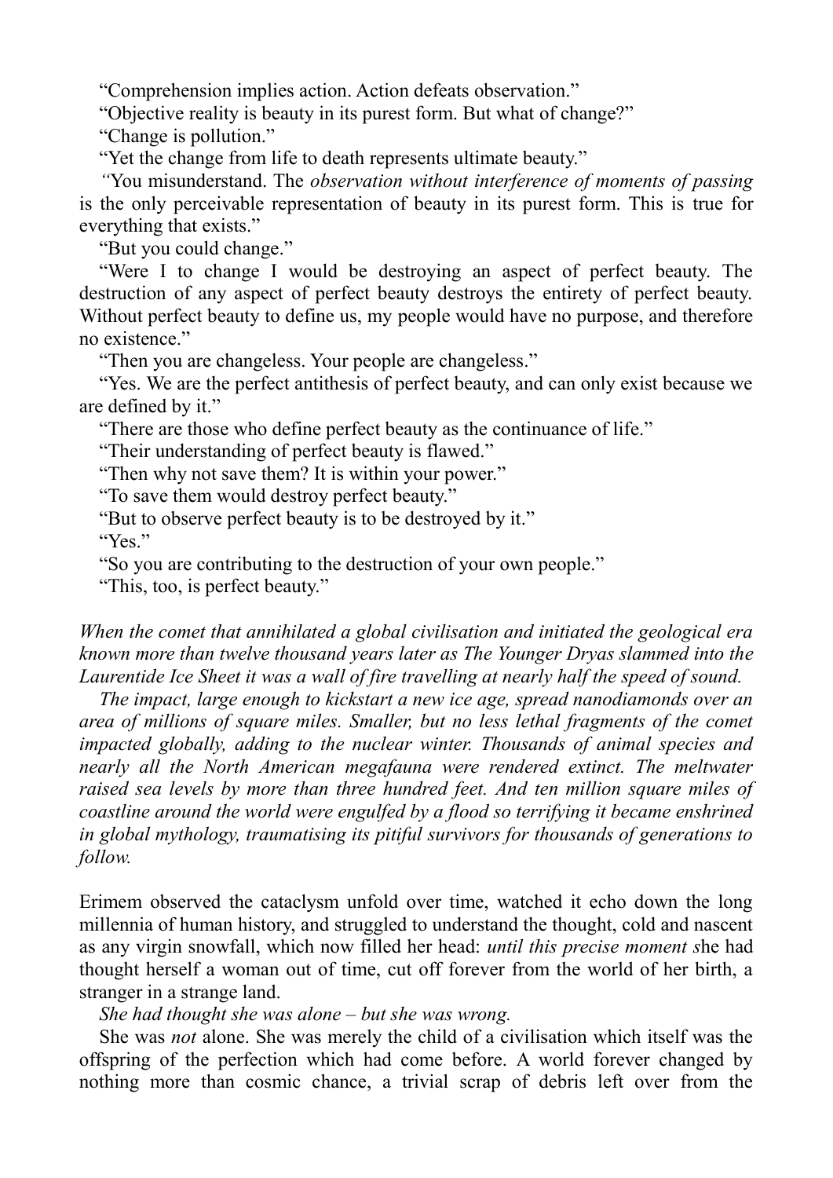"Comprehension implies action. Action defeats observation."

"Objective reality is beauty in its purest form. But what of change?"

"Change is pollution."

"Yet the change from life to death represents ultimate beauty."

"You misunderstand. The *observation without interference of moments of passing* is the only perceivable representation of beauty in its purest form. This is true for everything that exists."

"But you could change."

"Were I to change I would be destroying an aspect of perfect beauty. The destruction of any aspect of perfect beauty destroys the entirety of perfect beauty. Without perfect beauty to define us, my people would have no purpose, and therefore no existence."

"Then you are changeless. Your people are changeless."

"Yes. We are the perfect antithesis of perfect beauty, and can only exist because we are defined by it."

"There are those who define perfect beauty as the continuance of life."

"Their understanding of perfect beauty is flawed."

"Then why not save them? It is within your power."

"To save them would destroy perfect beauty."

"But to observe perfect beauty is to be destroyed by it."

"Yes."

"So you are contributing to the destruction of your own people."

"This, too, is perfect beauty."

*When the comet that annihilated a global civilisation and initiated the geological era known more than twelve thousand years later as The Younger Dryas slammed into the Laurentide Ice Sheet it was a wall of fire travelling at nearly half the speed of sound.*

*The impact, large enough to kickstart a new ice age, spread nanodiamonds over an area of millions of square miles. Smaller, but no less lethal fragments of the comet impacted globally, adding to the nuclear winter. Thousands of animal species and nearly all the North American megafauna were rendered extinct. The meltwater raised sea levels by more than three hundred feet. And ten million square miles of coastline around the world were engulfed by a flood so terrifying it became enshrined in global mythology, traumatising its pitiful survivors for thousands of generations to follow.*

Erimem observed the cataclysm unfold over time, watched it echo down the long millennia of human history, and struggled to understand the thought, cold and nascent as any virgin snowfall, which now filled her head: *until this precise moment s*he had thought herself a woman out of time, cut off forever from the world of her birth, a stranger in a strange land.

*She had thought she was alone – but she was wrong.*

She was *not* alone. She was merely the child of a civilisation which itself was the offspring of the perfection which had come before. A world forever changed by nothing more than cosmic chance, a trivial scrap of debris left over from the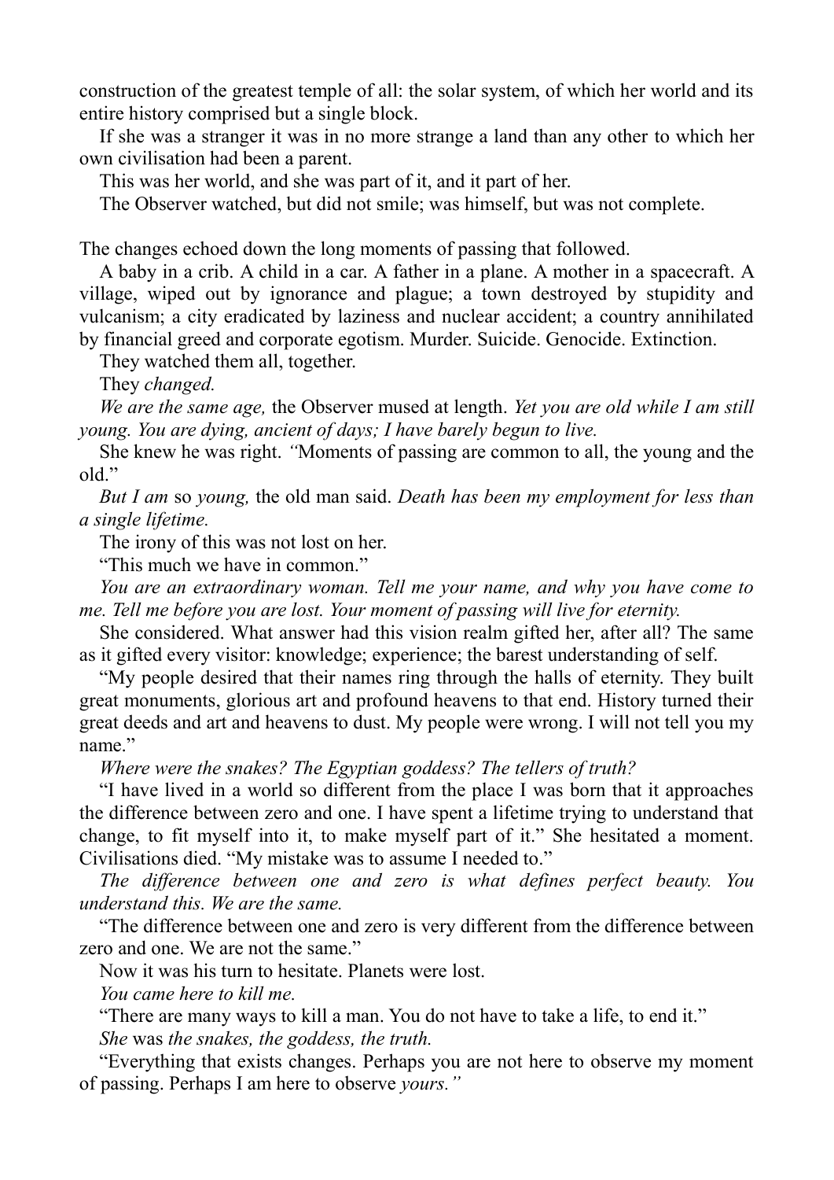construction of the greatest temple of all: the solar system, of which her world and its entire history comprised but a single block.

If she was a stranger it was in no more strange a land than any other to which her own civilisation had been a parent.

This was her world, and she was part of it, and it part of her.

The Observer watched, but did not smile; was himself, but was not complete.

The changes echoed down the long moments of passing that followed.

A baby in a crib. A child in a car. A father in a plane. A mother in a spacecraft. A village, wiped out by ignorance and plague; a town destroyed by stupidity and vulcanism; a city eradicated by laziness and nuclear accident; a country annihilated by financial greed and corporate egotism. Murder. Suicide. Genocide. Extinction.

They watched them all, together.

They *changed.*

*We are the same age,* the Observer mused at length. *Yet you are old while I am still young. You are dying, ancient of days; I have barely begun to live.*

She knew he was right. *"*Moments of passing are common to all, the young and the old."

*But I am* so *young,* the old man said. *Death has been my employment for less than a single lifetime.*

The irony of this was not lost on her.

"This much we have in common."

*You are an extraordinary woman. Tell me your name, and why you have come to me. Tell me before you are lost. Your moment of passing will live for eternity.*

She considered. What answer had this vision realm gifted her, after all? The same as it gifted every visitor: knowledge; experience; the barest understanding of self.

"My people desired that their names ring through the halls of eternity. They built great monuments, glorious art and profound heavens to that end. History turned their great deeds and art and heavens to dust. My people were wrong. I will not tell you my name."

*Where were the snakes? The Egyptian goddess? The tellers of truth?*

"I have lived in a world so different from the place I was born that it approaches the difference between zero and one. I have spent a lifetime trying to understand that change, to fit myself into it, to make myself part of it." She hesitated a moment. Civilisations died. "My mistake was to assume I needed to."

*The difference between one and zero is what defines perfect beauty. You understand this. We are the same.*

"The difference between one and zero is very different from the difference between zero and one. We are not the same."

Now it was his turn to hesitate. Planets were lost.

*You came here to kill me.*

"There are many ways to kill a man. You do not have to take a life, to end it."

*She* was *the snakes, the goddess, the truth.*

"Everything that exists changes. Perhaps you are not here to observe my moment of passing. Perhaps I am here to observe *yours."*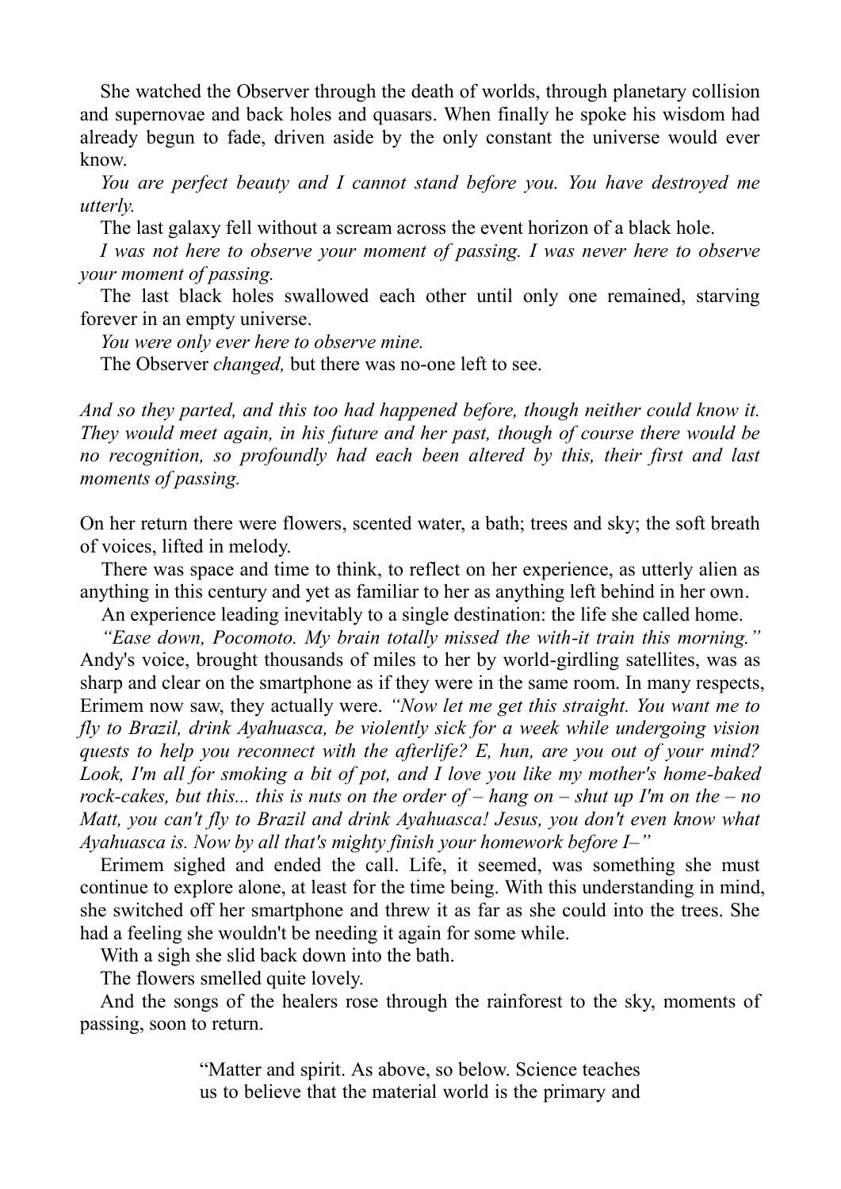She watched the Observer through the death of worlds, through planetary collision and supernovae and back holes and quasars. When finally he spoke his wisdom had already begun to fade, driven aside by the only constant the universe would ever know.

*You are perfect beauty and I cannot stand before you. You have destroyed me utterly.*

The last galaxy fell without a scream across the event horizon of a black hole.

*I was not here to observe your moment of passing. I was never here to observe your moment of passing.*

The last black holes swallowed each other until only one remained, starving forever in an empty universe.

*You were only ever here to observe mine.*

The Observer *changed,* but there was no-one left to see.

*And so they parted, and this too had happened before, though neither could know it. They would meet again, in his future and her past, though of course there would be no recognition, so profoundly had each been altered by this, their first and last moments of passing.*

On her return there were flowers, scented water, a bath; trees and sky; the soft breath of voices, lifted in melody.

There was space and time to think, to reflect on her experience, as utterly alien as anything in this century and yet as familiar to her as anything left behind in her own.

An experience leading inevitably to a single destination: the life she called home.

*"Ease down, Pocomoto. My brain totally missed the with-it train this morning."* Andy's voice, brought thousands of miles to her by world-girdling satellites, was as sharp and clear on the smartphone as if they were in the same room. In many respects, Erimem now saw, they actually were. *"Now let me get this straight. You want me to fly to Brazil, drink Ayahuasca, be violently sick for a week while undergoing vision quests to help you reconnect with the afterlife? E, hun, are you out of your mind? Look, I'm all for smoking a bit of pot, and I love you like my mother's home-baked rock-cakes, but this... this is nuts on the order of – hang on – shut up I'm on the – no Matt, you can't fly to Brazil and drink Ayahuasca! Jesus, you don't even know what Ayahuasca is. Now by all that's mighty finish your homework before I–"*

Erimem sighed and ended the call. Life, it seemed, was something she must continue to explore alone, at least for the time being. With this understanding in mind, she switched off her smartphone and threw it as far as she could into the trees. She had a feeling she wouldn't be needing it again for some while.

With a sigh she slid back down into the bath.

The flowers smelled quite lovely.

And the songs of the healers rose through the rainforest to the sky, moments of passing, soon to return.

> "Matter and spirit. As above, so below. Science teaches us to believe that the material world is the primary and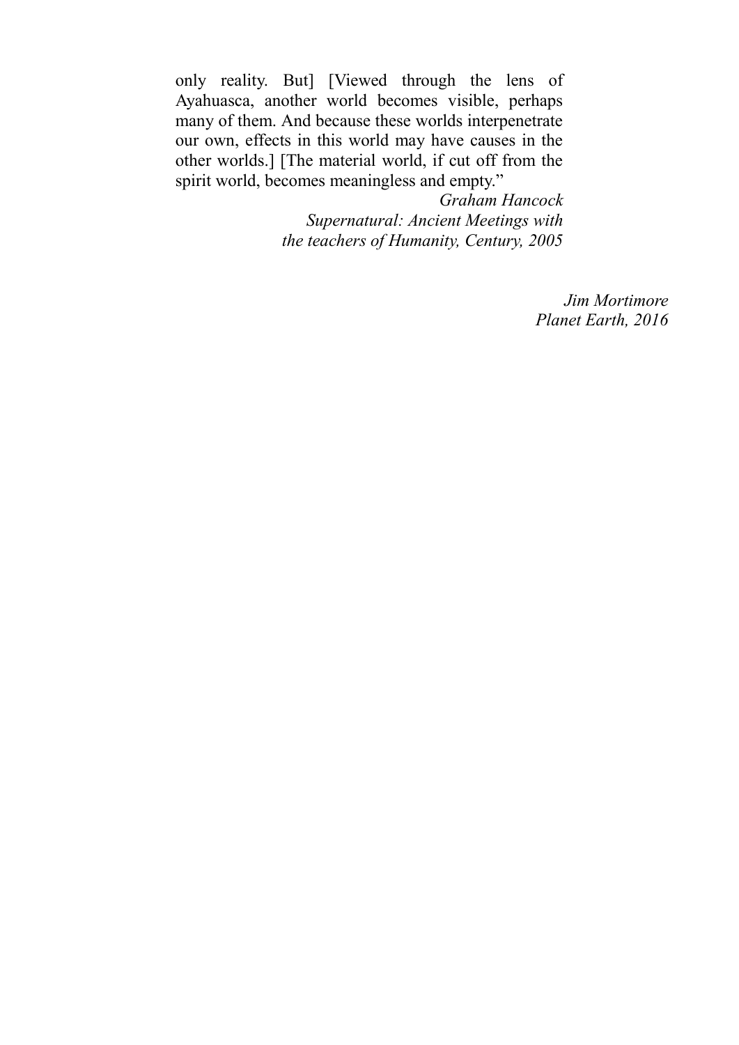only reality. But] [Viewed through the lens of Ayahuasca, another world becomes visible, perhaps many of them. And because these worlds interpenetrate our own, effects in this world may have causes in the other worlds.] [The material world, if cut off from the spirit world, becomes meaningless and empty."

*Graham Hancock*
*Supernatural: Ancient Meetings with the teachers of Humanity, Century, 2005*

*Jim Mortimore*
*Planet Earth, 2016*